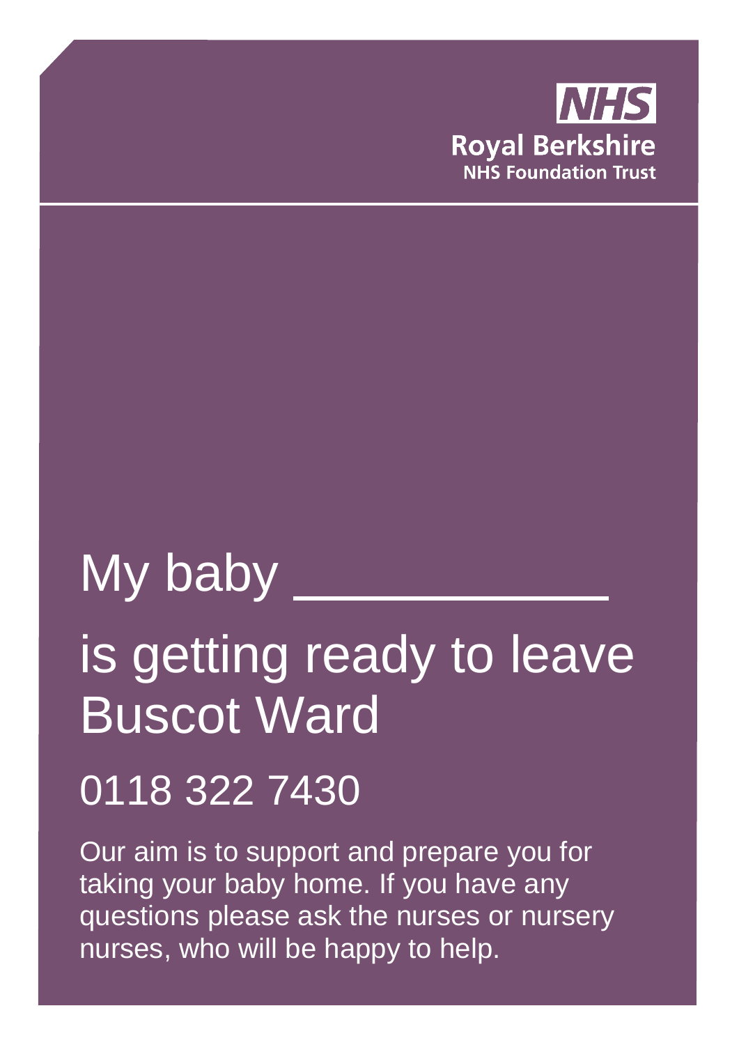NHS
Royal Berkshire
NHS Foundation Trust

# My baby ____________ is getting ready to leave Buscot Ward

## 0118 322 7430

Our aim is to support and prepare you for taking your baby home. If you have any questions please ask the nurses or nursery nurses, who will be happy to help.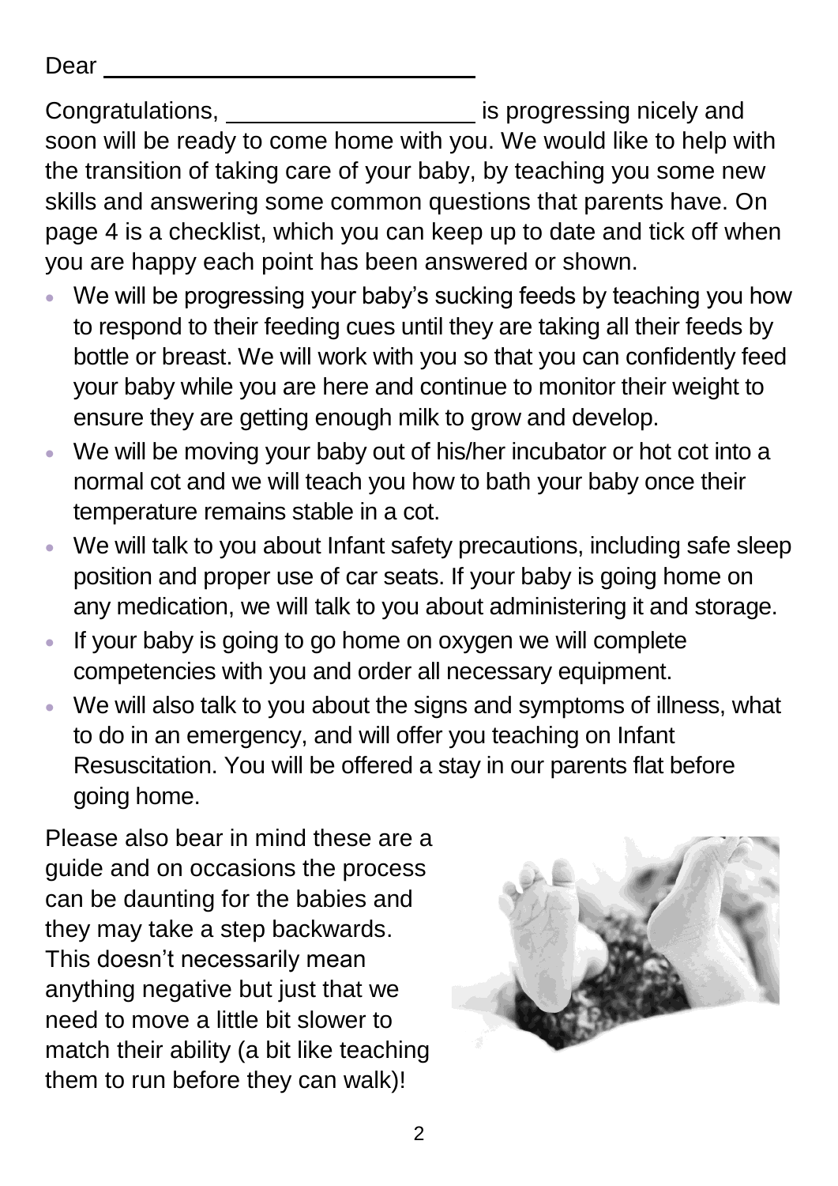Dear \_\_\_\_\_\_\_\_\_\_\_\_\_\_\_\_\_\_\_\_\_\_\_\_\_\_\_\_

Congratulations, \_\_\_\_\_\_\_\_\_\_\_\_\_\_\_\_\_\_\_\_ is progressing nicely and soon will be ready to come home with you. We would like to help with the transition of taking care of your baby, by teaching you some new skills and answering some common questions that parents have. On page 4 is a checklist, which you can keep up to date and tick off when you are happy each point has been answered or shown.

- We will be progressing your baby's sucking feeds by teaching you how to respond to their feeding cues until they are taking all their feeds by bottle or breast. We will work with you so that you can confidently feed your baby while you are here and continue to monitor their weight to ensure they are getting enough milk to grow and develop.
- We will be moving your baby out of his/her incubator or hot cot into a normal cot and we will teach you how to bath your baby once their temperature remains stable in a cot.
- We will talk to you about Infant safety precautions, including safe sleep position and proper use of car seats. If your baby is going home on any medication, we will talk to you about administering it and storage.
- If your baby is going to go home on oxygen we will complete competencies with you and order all necessary equipment.
- We will also talk to you about the signs and symptoms of illness, what to do in an emergency, and will offer you teaching on Infant Resuscitation. You will be offered a stay in our parents flat before going home.

Please also bear in mind these are a guide and on occasions the process can be daunting for the babies and they may take a step backwards. This doesn't necessarily mean anything negative but just that we need to move a little bit slower to match their ability (a bit like teaching them to run before they can walk)!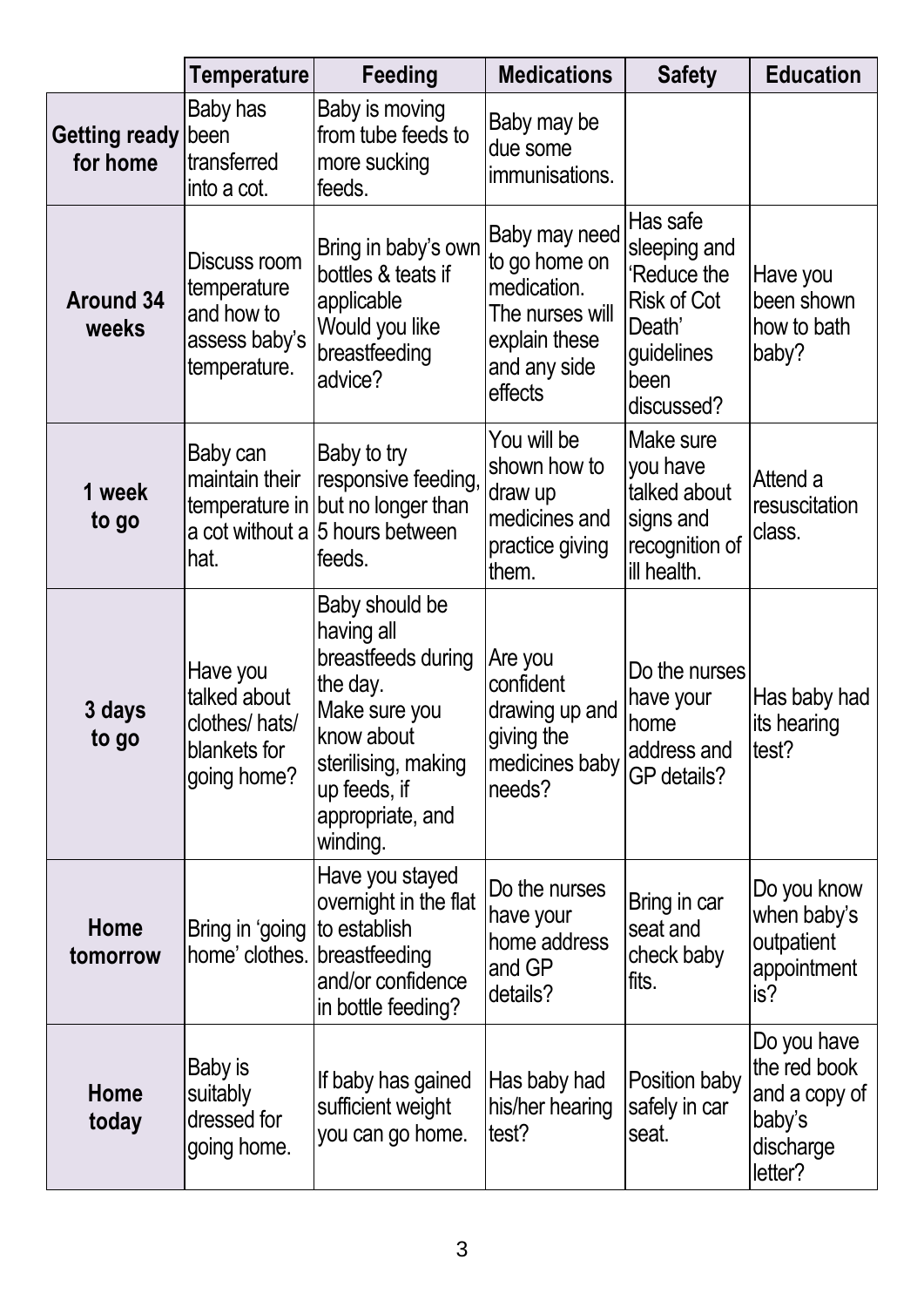| | Temperature | Feeding | Medications | Safety | Education |
|---|---|---|---|---|---|
| **Getting ready for home** | Baby has been transferred into a cot. | Baby is moving from tube feeds to more sucking feeds. | Baby may be due some immunisations. | | |
| **Around 34 weeks** | Discuss room temperature and how to assess baby's temperature. | Bring in baby's own bottles & teats if applicable Would you like breastfeeding advice? | Baby may need to go home on medication. The nurses will explain these and any side effects | Has safe sleeping and 'Reduce the Risk of Cot Death' guidelines been discussed? | Have you been shown how to bath baby? |
| **1 week to go** | Baby can maintain their temperature in a cot without a hat. | Baby to try responsive feeding, but no longer than 5 hours between feeds. | You will be shown how to draw up medicines and practice giving them. | Make sure you have talked about signs and recognition of ill health. | Attend a resuscitation class. |
| **3 days to go** | Have you talked about clothes/ hats/ blankets for going home? | Baby should be having all breastfeeds during the day. Make sure you know about sterilising, making up feeds, if appropriate, and winding. | Are you confident drawing up and giving the medicines baby needs? | Do the nurses have your home address and GP details? | Has baby had its hearing test? |
| **Home tomorrow** | Bring in 'going home' clothes. | Have you stayed overnight in the flat to establish breastfeeding and/or confidence in bottle feeding? | Do the nurses have your home address and GP details? | Bring in car seat and check baby fits. | Do you know when baby's outpatient appointment is? |
| **Home today** | Baby is suitably dressed for going home. | If baby has gained sufficient weight you can go home. | Has baby had his/her hearing test? | Position baby safely in car seat. | Do you have the red book and a copy of baby's discharge letter? |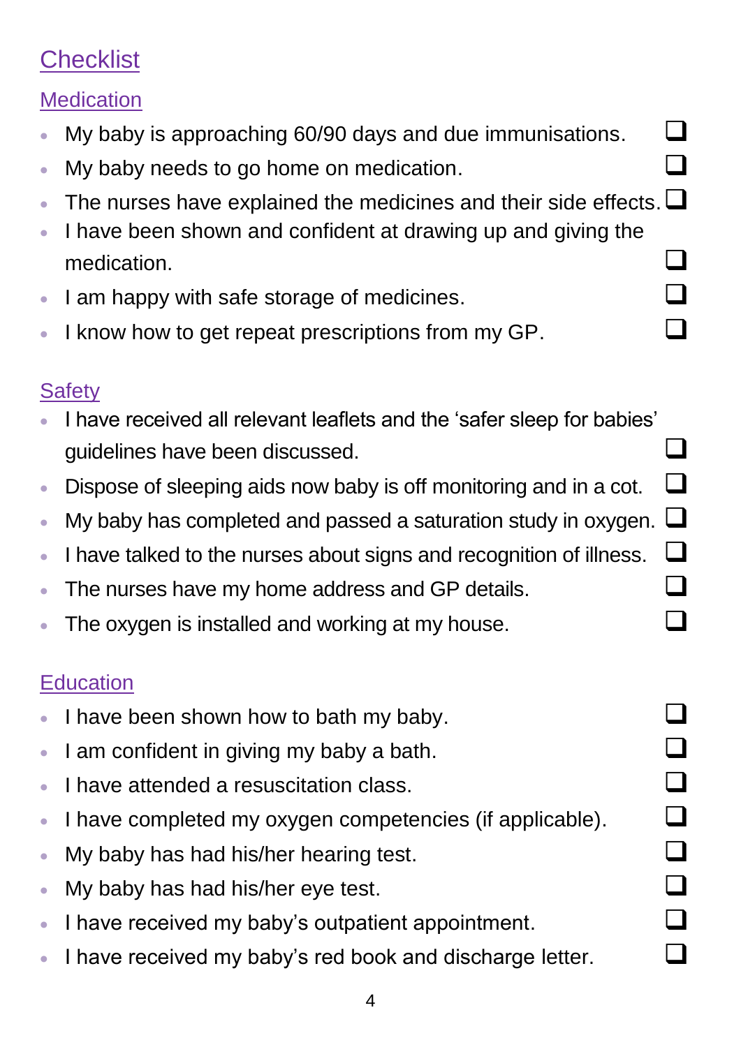## Checklist

### Medication

- My baby is approaching 60/90 days and due immunisations. ☐
- My baby needs to go home on medication. ☐
- The nurses have explained the medicines and their side effects. ☐
- I have been shown and confident at drawing up and giving the medication. ☐
- I am happy with safe storage of medicines. ☐
- I know how to get repeat prescriptions from my GP. ☐

### Safety

- I have received all relevant leaflets and the 'safer sleep for babies' guidelines have been discussed. ☐
- Dispose of sleeping aids now baby is off monitoring and in a cot. ☐
- My baby has completed and passed a saturation study in oxygen. ☐
- I have talked to the nurses about signs and recognition of illness. ☐
- The nurses have my home address and GP details. ☐
- The oxygen is installed and working at my house. ☐

### Education

- I have been shown how to bath my baby. ☐
- I am confident in giving my baby a bath. ☐
- I have attended a resuscitation class. ☐
- I have completed my oxygen competencies (if applicable). ☐
- My baby has had his/her hearing test. ☐
- My baby has had his/her eye test. ☐
- I have received my baby's outpatient appointment. ☐
- I have received my baby's red book and discharge letter. ☐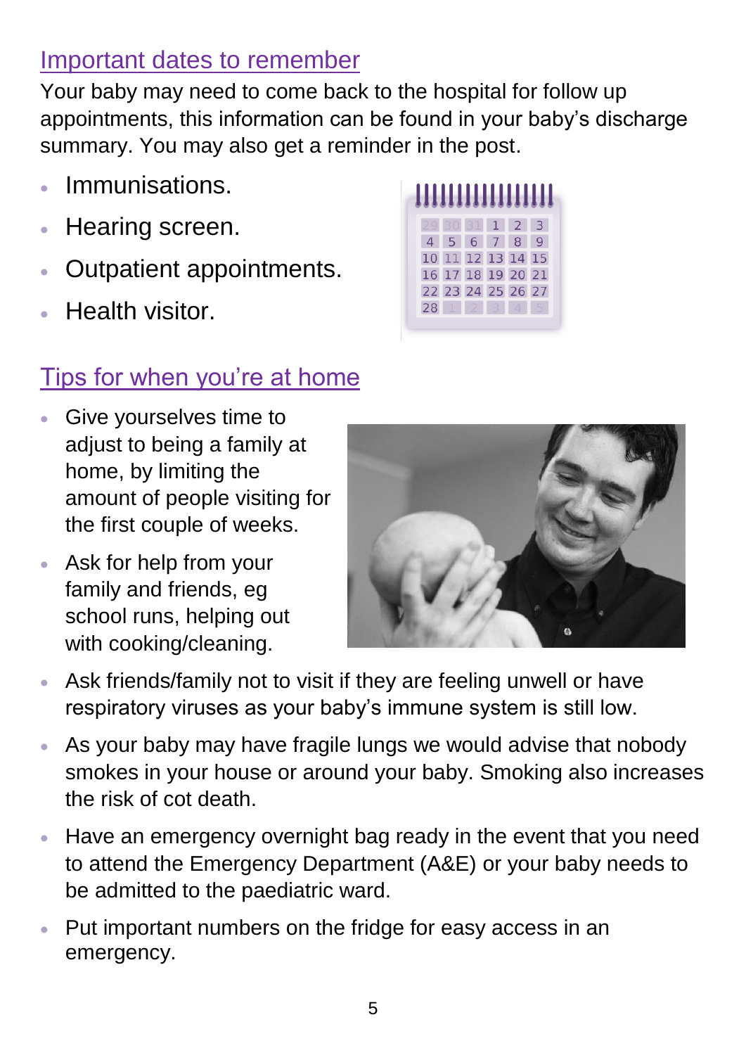## Important dates to remember

Your baby may need to come back to the hospital for follow up appointments, this information can be found in your baby's discharge summary. You may also get a reminder in the post.

- Immunisations.
- Hearing screen.
- Outpatient appointments.
- Health visitor.

## Tips for when you're at home

- Give yourselves time to adjust to being a family at home, by limiting the amount of people visiting for the first couple of weeks.
- Ask for help from your family and friends, eg school runs, helping out with cooking/cleaning.
- Ask friends/family not to visit if they are feeling unwell or have respiratory viruses as your baby's immune system is still low.
- As your baby may have fragile lungs we would advise that nobody smokes in your house or around your baby. Smoking also increases the risk of cot death.
- Have an emergency overnight bag ready in the event that you need to attend the Emergency Department (A&E) or your baby needs to be admitted to the paediatric ward.
- Put important numbers on the fridge for easy access in an emergency.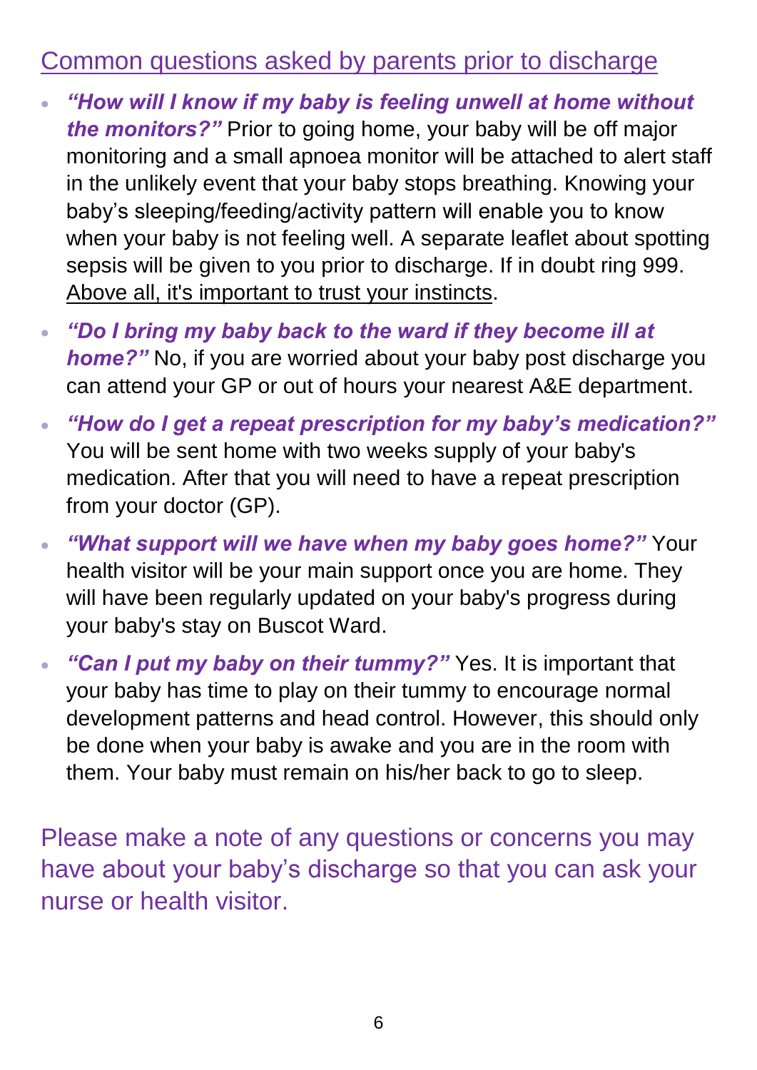## Common questions asked by parents prior to discharge

- ***"How will I know if my baby is feeling unwell at home without the monitors?"*** Prior to going home, your baby will be off major monitoring and a small apnoea monitor will be attached to alert staff in the unlikely event that your baby stops breathing. Knowing your baby's sleeping/feeding/activity pattern will enable you to know when your baby is not feeling well. A separate leaflet about spotting sepsis will be given to you prior to discharge. If in doubt ring 999. Above all, it's important to trust your instincts.
- ***"Do I bring my baby back to the ward if they become ill at home?"*** No, if you are worried about your baby post discharge you can attend your GP or out of hours your nearest A&E department.
- ***"How do I get a repeat prescription for my baby's medication?"*** You will be sent home with two weeks supply of your baby's medication. After that you will need to have a repeat prescription from your doctor (GP).
- ***"What support will we have when my baby goes home?"*** Your health visitor will be your main support once you are home. They will have been regularly updated on your baby's progress during your baby's stay on Buscot Ward.
- ***"Can I put my baby on their tummy?"*** Yes. It is important that your baby has time to play on their tummy to encourage normal development patterns and head control. However, this should only be done when your baby is awake and you are in the room with them. Your baby must remain on his/her back to go to sleep.

Please make a note of any questions or concerns you may have about your baby's discharge so that you can ask your nurse or health visitor.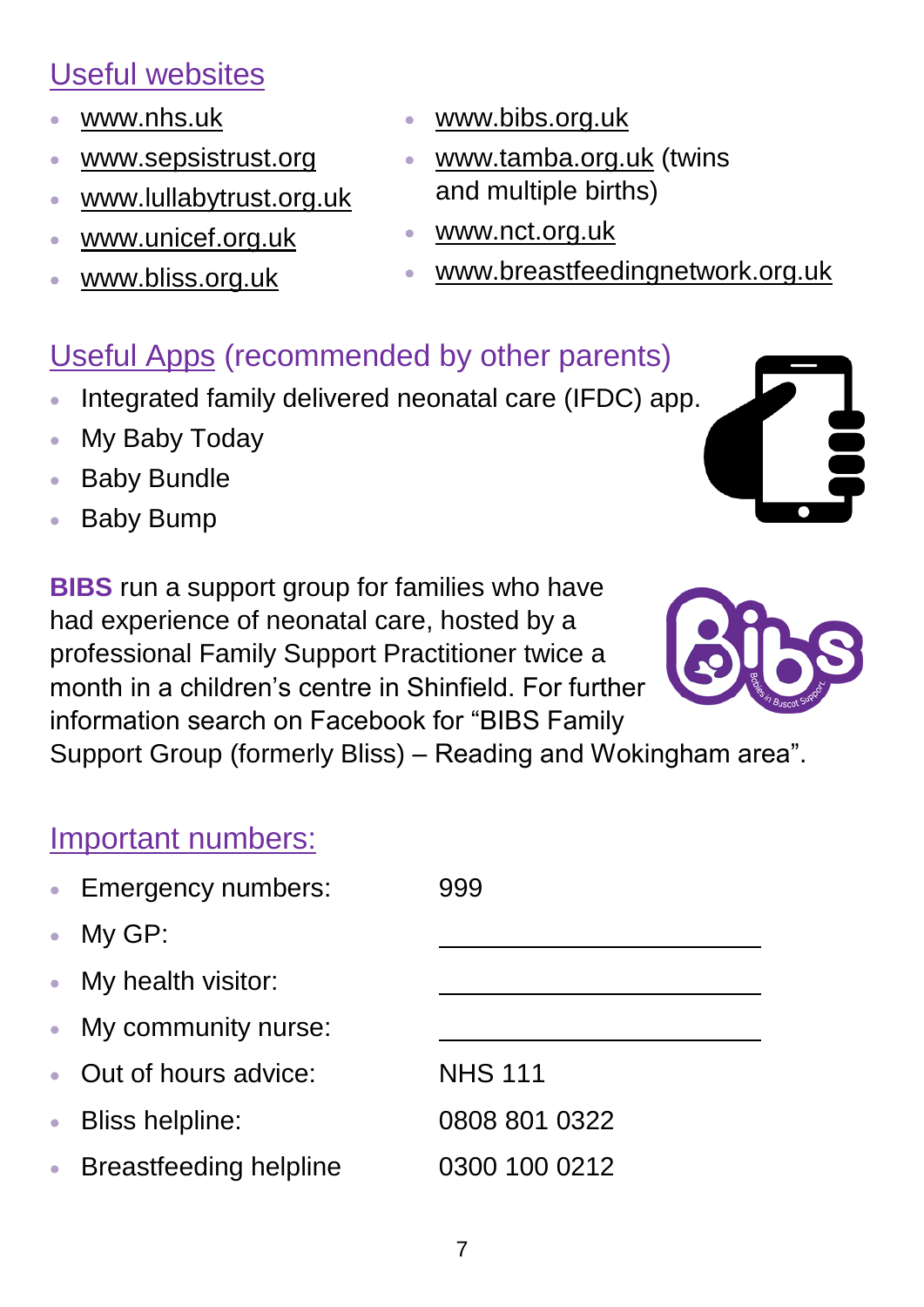## Useful websites

- www.nhs.uk
- www.sepsistrust.org
- www.lullabytrust.org.uk
- www.unicef.org.uk
- www.bliss.org.uk
- www.bibs.org.uk
- www.tamba.org.uk (twins and multiple births)
- www.nct.org.uk
- www.breastfeedingnetwork.org.uk

## Useful Apps (recommended by other parents)

- Integrated family delivered neonatal care (IFDC) app.
- My Baby Today
- Baby Bundle
- Baby Bump

**BIBS** run a support group for families who have had experience of neonatal care, hosted by a professional Family Support Practitioner twice a month in a children's centre in Shinfield. For further information search on Facebook for "BIBS Family Support Group (formerly Bliss) – Reading and Wokingham area".

## Important numbers:

- Emergency numbers: 999
- My GP: ____________________
- My health visitor: ____________________
- My community nurse: ____________________
- Out of hours advice: NHS 111
- Bliss helpline: 0808 801 0322
- Breastfeeding helpline 0300 100 0212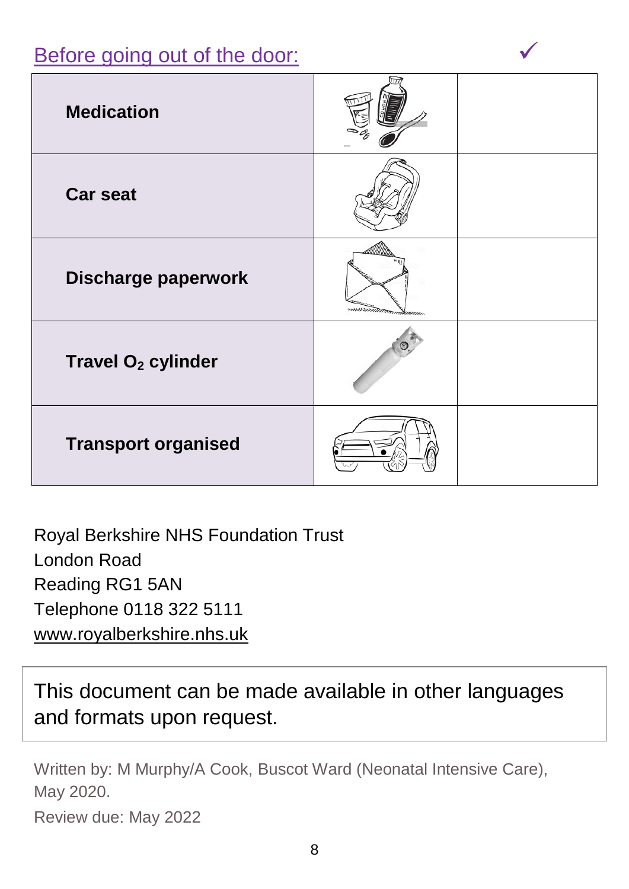## Before going out of the door:

| | | ✓ |
|---|---|---|
| **Medication** | | |
| **Car seat** | | |
| **Discharge paperwork** | | |
| **Travel $O_2$ cylinder** | | |
| **Transport organised** | | |

Royal Berkshire NHS Foundation Trust
London Road
Reading RG1 5AN
Telephone 0118 322 5111
www.royalberkshire.nhs.uk

This document can be made available in other languages and formats upon request.

Written by: M Murphy/A Cook, Buscot Ward (Neonatal Intensive Care), May 2020.
Review due: May 2022